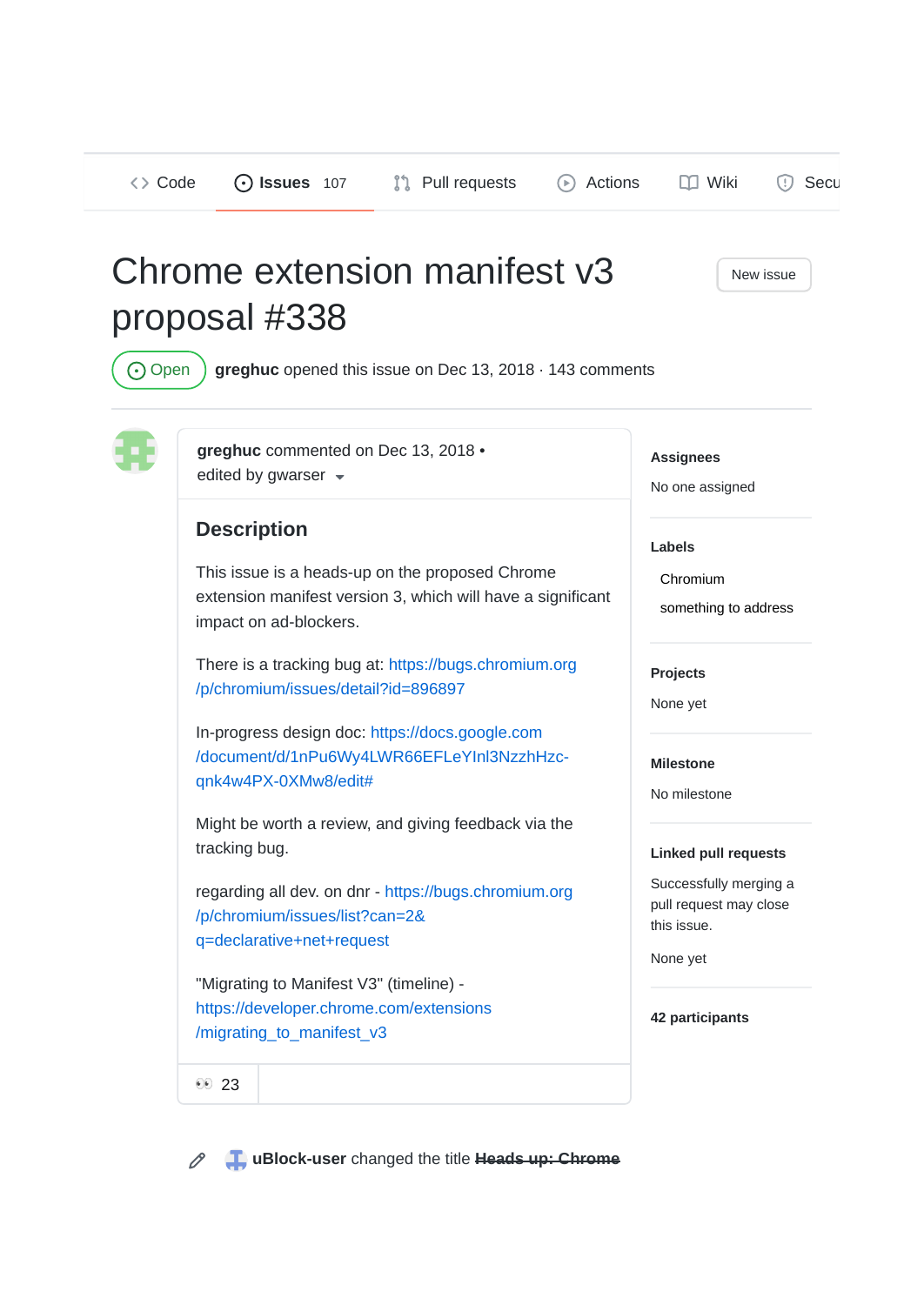Code Issues 107 Pull requests Actions Wiki Secu

# Chrome extension manifest v3 proposal #338

New issue

Open **greghuc** opened this issue on Dec 13, 2018 · 143 comments

**greghuc** commented on Dec 13, 2018 • edited by gwarser

## Description

This issue is a heads-up on the proposed Chrome extension manifest version 3, which will have a significant impact on ad-blockers.

There is a tracking bug at: https://bugs.chromium.org/p/chromium/issues/detail?id=896897

In-progress design doc: https://docs.google.com/document/d/1nPu6Wy4LWR66EFLeYInl3NzzhHzc-qnk4w4PX-0XMw8/edit#

Might be worth a review, and giving feedback via the tracking bug.

regarding all dev. on dnr - https://bugs.chromium.org/p/chromium/issues/list?can=2&q=declarative+net+request

"Migrating to Manifest V3" (timeline) - https://developer.chrome.com/extensions/migrating_to_manifest_v3

👀 23

**Assignees**

No one assigned

**Labels**

Chromium

something to address

**Projects**

None yet

**Milestone**

No milestone

**Linked pull requests**

Successfully merging a pull request may close this issue.

None yet

**42 participants**

**uBlock-user** changed the title ~~Heads up: Chrome~~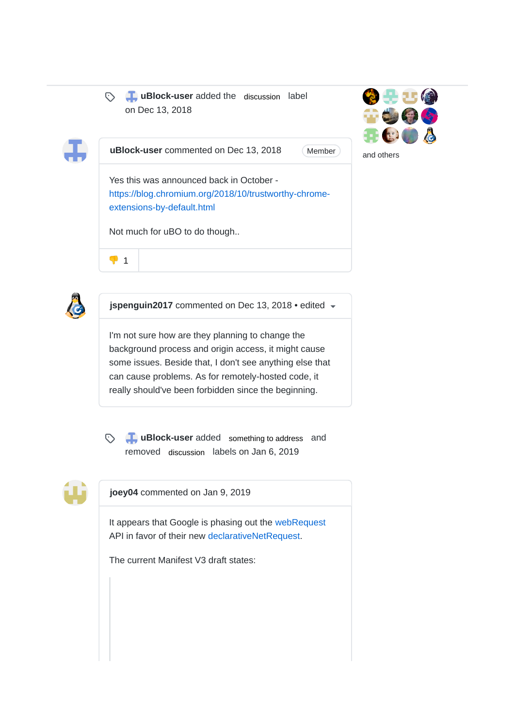uBlock-user added the discussion label on Dec 13, 2018

and others

**uBlock-user** commented on Dec 13, 2018 Member

Yes this was announced back in October - https://blog.chromium.org/2018/10/trustworthy-chrome-extensions-by-default.html

Not much for uBO to do though..

👎 1

**jspenguin2017** commented on Dec 13, 2018 • edited

I'm not sure how are they planning to change the background process and origin access, it might cause some issues. Beside that, I don't see anything else that can cause problems. As for remotely-hosted code, it really should've been forbidden since the beginning.

uBlock-user added something to address and removed discussion labels on Jan 6, 2019

**joey04** commented on Jan 9, 2019

It appears that Google is phasing out the webRequest API in favor of their new declarativeNetRequest.

The current Manifest V3 draft states: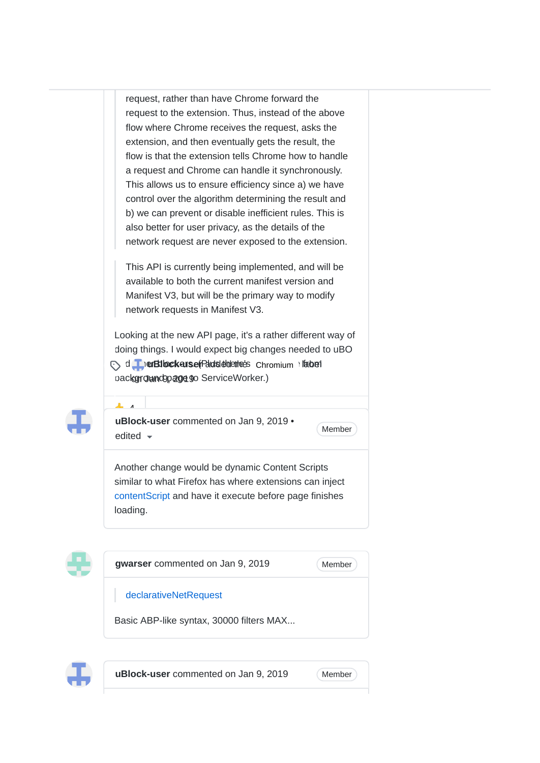> request, rather than have Chrome forward the request to the extension. Thus, instead of the above flow where Chrome receives the request, asks the extension, and then eventually gets the result, the flow is that the extension tells Chrome how to handle a request and Chrome can handle it synchronously. This allows us to ensure efficiency since a) we have control over the algorithm determining the result and b) we can prevent or disable inefficient rules. This is also better for user privacy, as the details of the network request are never exposed to the extension.

> This API is currently being implemented, and will be available to both the current manifest version and Manifest V3, but will be the primary way to modify network requests in Manifest V3.

Looking at the new API page, it's a rather different way of doing things. I would expect big changes needed to uBO d... uBlock-user added the Chromium label on Jan 9, 2019 ...background page to ServiceWorker.)

👍 4

**uBlock-user** commented on Jan 9, 2019 • edited Member

Another change would be dynamic Content Scripts similar to what Firefox has where extensions can inject contentScript and have it execute before page finishes loading.

**gwarser** commented on Jan 9, 2019 Member

> declarativeNetRequest

Basic ABP-like syntax, 30000 filters MAX...

**uBlock-user** commented on Jan 9, 2019 Member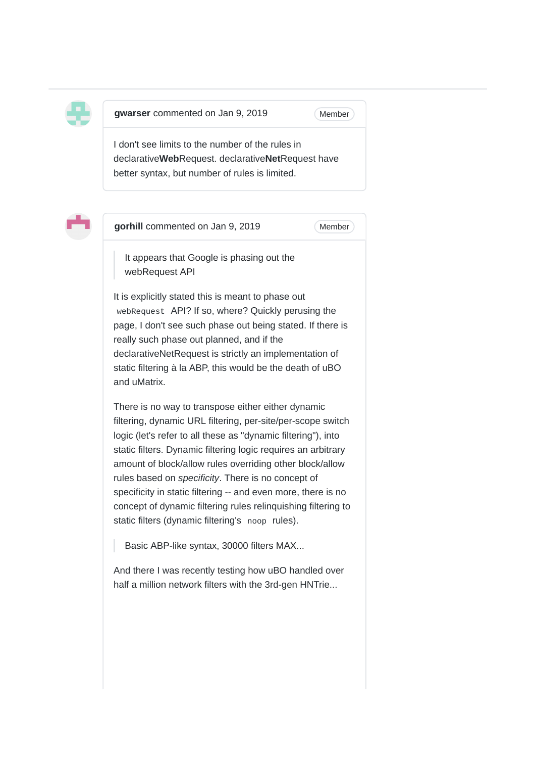**gwarser** commented on Jan 9, 2019 Member

I don't see limits to the number of the rules in declarative**Web**Request. declarative**Net**Request have better syntax, but number of rules is limited.

**gorhill** commented on Jan 9, 2019 Member

> It appears that Google is phasing out the webRequest API

It is explicitly stated this is meant to phase out `webRequest` API? If so, where? Quickly perusing the page, I don't see such phase out being stated. If there is really such phase out planned, and if the declarativeNetRequest is strictly an implementation of static filtering à la ABP, this would be the death of uBO and uMatrix.

There is no way to transpose either either dynamic filtering, dynamic URL filtering, per-site/per-scope switch logic (let's refer to all these as "dynamic filtering"), into static filters. Dynamic filtering logic requires an arbitrary amount of block/allow rules overriding other block/allow rules based on *specificity*. There is no concept of specificity in static filtering -- and even more, there is no concept of dynamic filtering rules relinquishing filtering to static filters (dynamic filtering's `noop` rules).

> Basic ABP-like syntax, 30000 filters MAX...

And there I was recently testing how uBO handled over half a million network filters with the 3rd-gen HNTrie...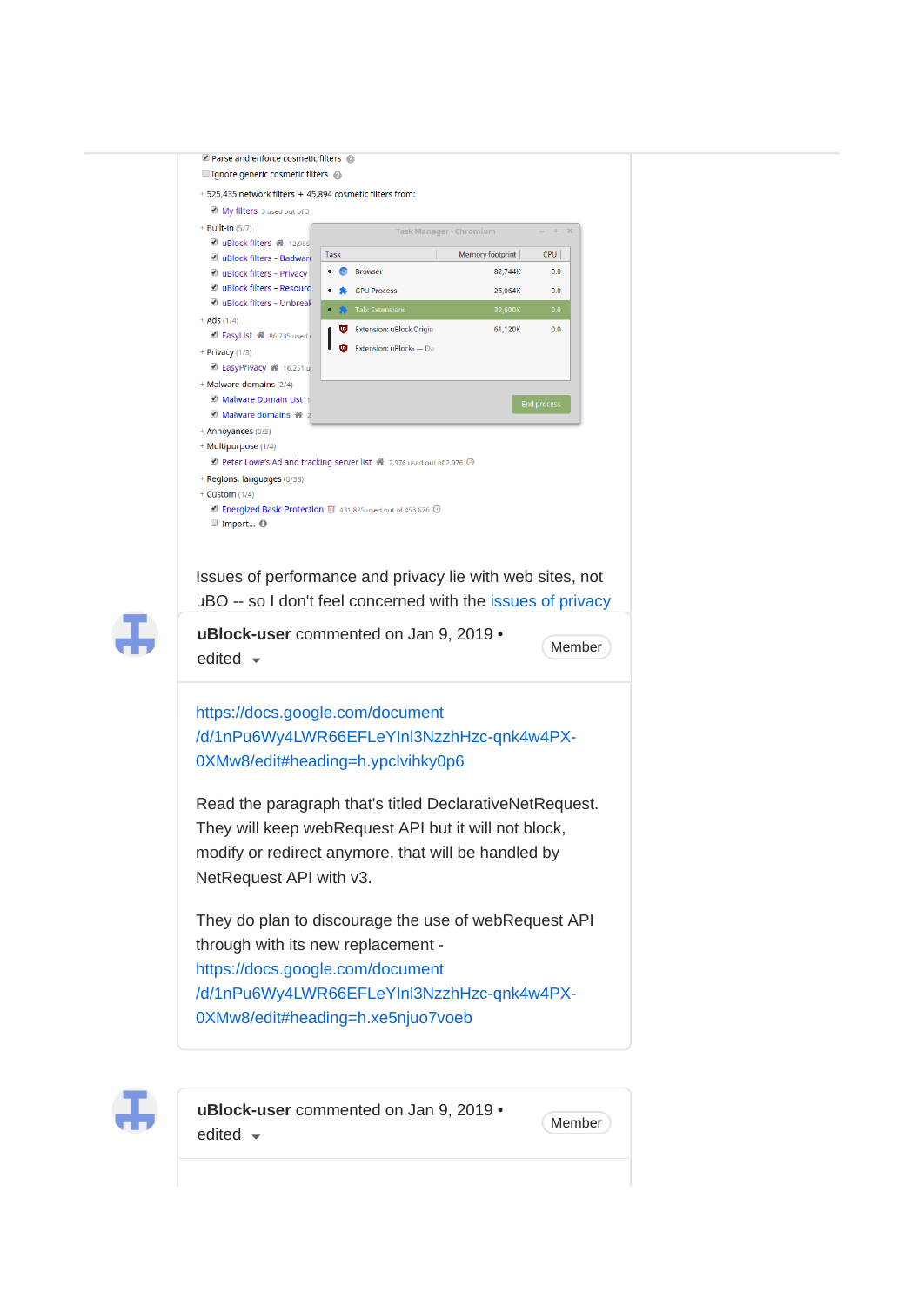☑ Parse and enforce cosmetic filters

☐ Ignore generic cosmetic filters

+ 525,435 network filters + 45,894 cosmetic filters from:

☑ My filters 3 used out of 3

+ Built-in (5/7)

☑ uBlock filters 12,986

☑ uBlock filters – Badware

☑ uBlock filters – Privacy

☑ uBlock filters – Resource

☑ uBlock filters – Unbreak

+ Ads (1/4)

☑ EasyList 86,735 used

+ Privacy (1/3)

☑ EasyPrivacy 16,251 u

+ Malware domains (2/4)

☑ Malware Domain List

☑ Malware domains

+ Annoyances (0/5)

+ Multipurpose (1/4)

☑ Peter Lowe's Ad and tracking server list 2,976 used out of 2,976

+ Regions, languages (0/38)

+ Custom (1/4)

☑ Energized Basic Protection 431,825 used out of 453,676

☐ Import...

Task Manager - Chromium

| Task | Memory footprint | CPU |
|---|---|---|
| Browser | 82,744K | 0.0 |
| GPU Process | 26,064K | 0.0 |
| Tab: Extensions | 32,600K | 0.0 |
| Extension: uBlock Origin | 61,120K | 0.0 |
| Extension: uBlock₀ — Da | | |

End process

Issues of performance and privacy lie with web sites, not uBO -- so I don't feel concerned with the issues of privacy

**uBlock-user** commented on Jan 9, 2019 • edited

Member

https://docs.google.com/document/d/1nPu6Wy4LWR66EFLeYInl3NzzhHzc-qnk4w4PX-0XMw8/edit#heading=h.ypclvihky0p6

Read the paragraph that's titled DeclarativeNetRequest. They will keep webRequest API but it will not block, modify or redirect anymore, that will be handled by NetRequest API with v3.

They do plan to discourage the use of webRequest API through with its new replacement - https://docs.google.com/document/d/1nPu6Wy4LWR66EFLeYInl3NzzhHzc-qnk4w4PX-0XMw8/edit#heading=h.xe5njuo7voeb

**uBlock-user** commented on Jan 9, 2019 • edited

Member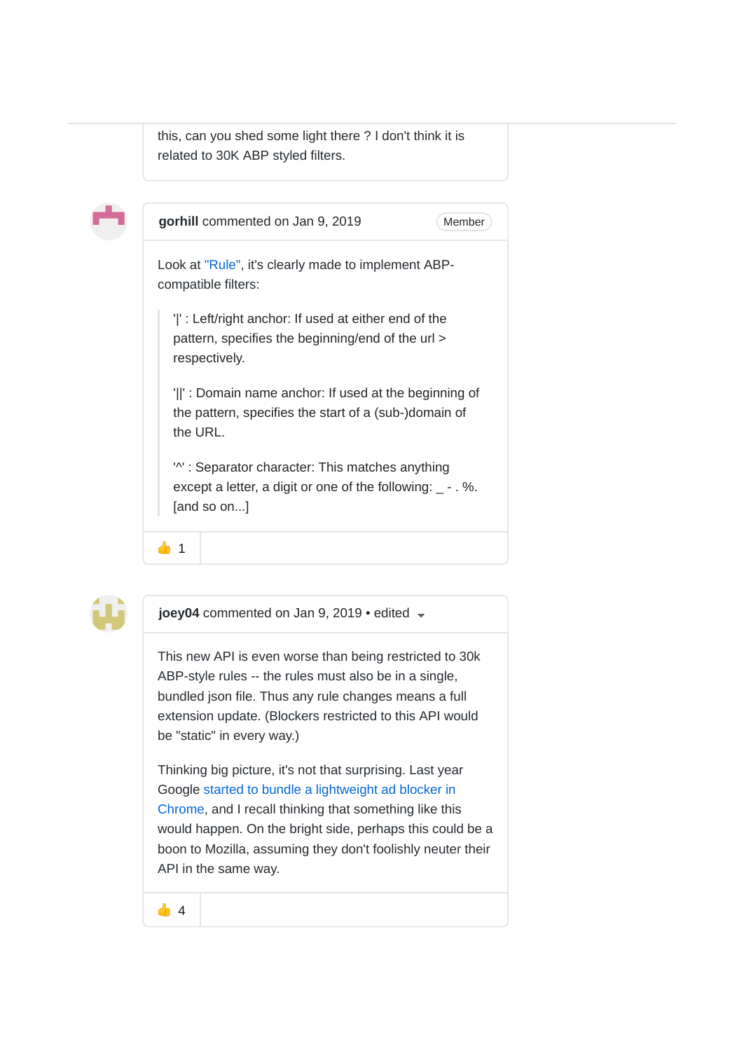this, can you shed some light there ? I don't think it is related to 30K ABP styled filters.

**gorhill** commented on Jan 9, 2019 Member

Look at "Rule", it's clearly made to implement ABP-compatible filters:

> '|' : Left/right anchor: If used at either end of the pattern, specifies the beginning/end of the url > respectively.
>
> '||' : Domain name anchor: If used at the beginning of the pattern, specifies the start of a (sub-)domain of the URL.
>
> '^' : Separator character: This matches anything except a letter, a digit or one of the following: _ - . %. [and so on...]

👍 1

**joey04** commented on Jan 9, 2019 • edited

This new API is even worse than being restricted to 30k ABP-style rules -- the rules must also be in a single, bundled json file. Thus any rule changes means a full extension update. (Blockers restricted to this API would be "static" in every way.)

Thinking big picture, it's not that surprising. Last year Google started to bundle a lightweight ad blocker in Chrome, and I recall thinking that something like this would happen. On the bright side, perhaps this could be a boon to Mozilla, assuming they don't foolishly neuter their API in the same way.

👍 4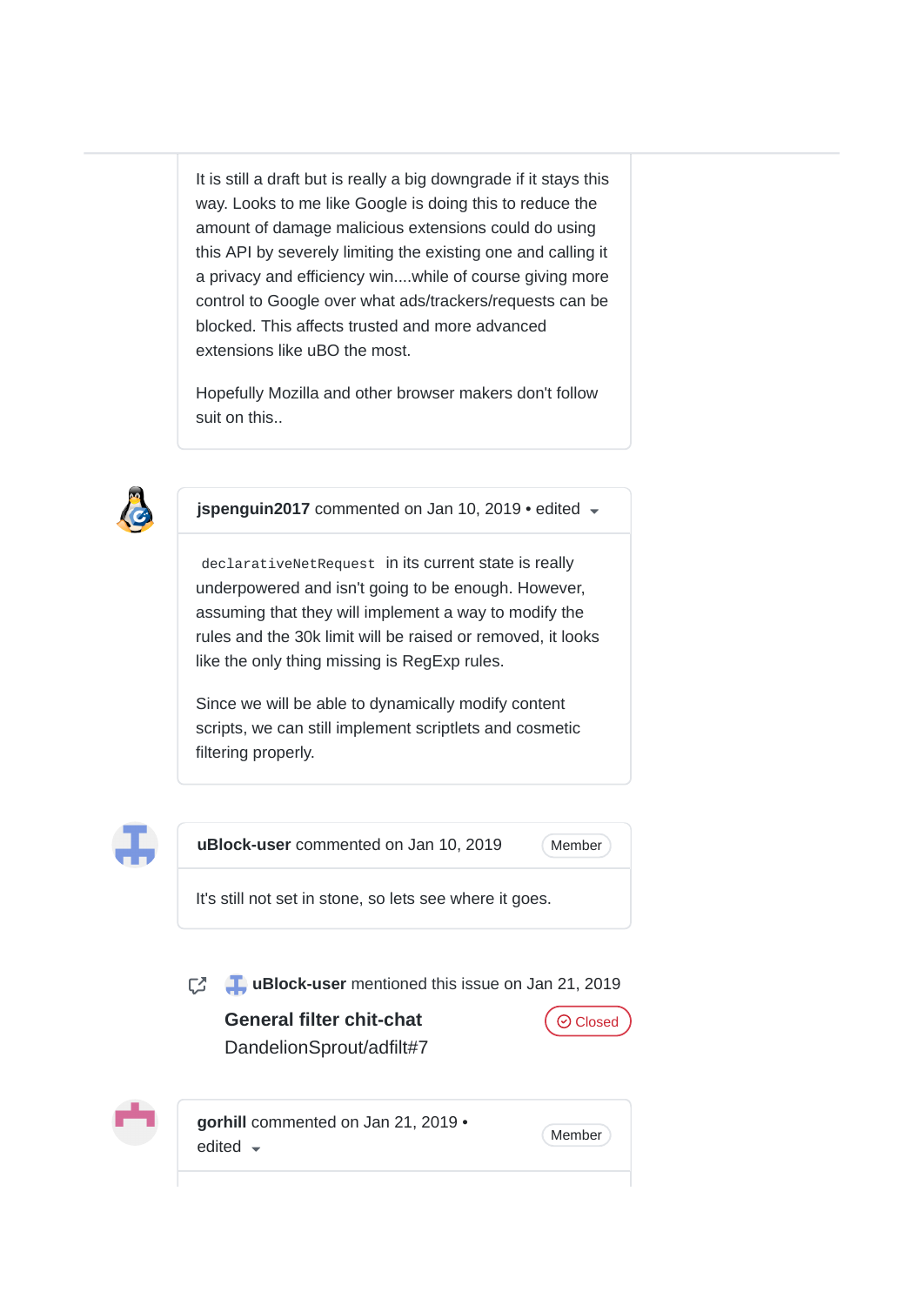It is still a draft but is really a big downgrade if it stays this way. Looks to me like Google is doing this to reduce the amount of damage malicious extensions could do using this API by severely limiting the existing one and calling it a privacy and efficiency win....while of course giving more control to Google over what ads/trackers/requests can be blocked. This affects trusted and more advanced extensions like uBO the most.

Hopefully Mozilla and other browser makers don't follow suit on this..

**jspenguin2017** commented on Jan 10, 2019 • edited

`declarativeNetRequest` in its current state is really underpowered and isn't going to be enough. However, assuming that they will implement a way to modify the rules and the 30k limit will be raised or removed, it looks like the only thing missing is RegExp rules.

Since we will be able to dynamically modify content scripts, we can still implement scriptlets and cosmetic filtering properly.

**uBlock-user** commented on Jan 10, 2019 — Member

It's still not set in stone, so lets see where it goes.

**uBlock-user** mentioned this issue on Jan 21, 2019

**General filter chit-chat** — Closed
DandelionSprout/adfilt#7

**gorhill** commented on Jan 21, 2019 • edited — Member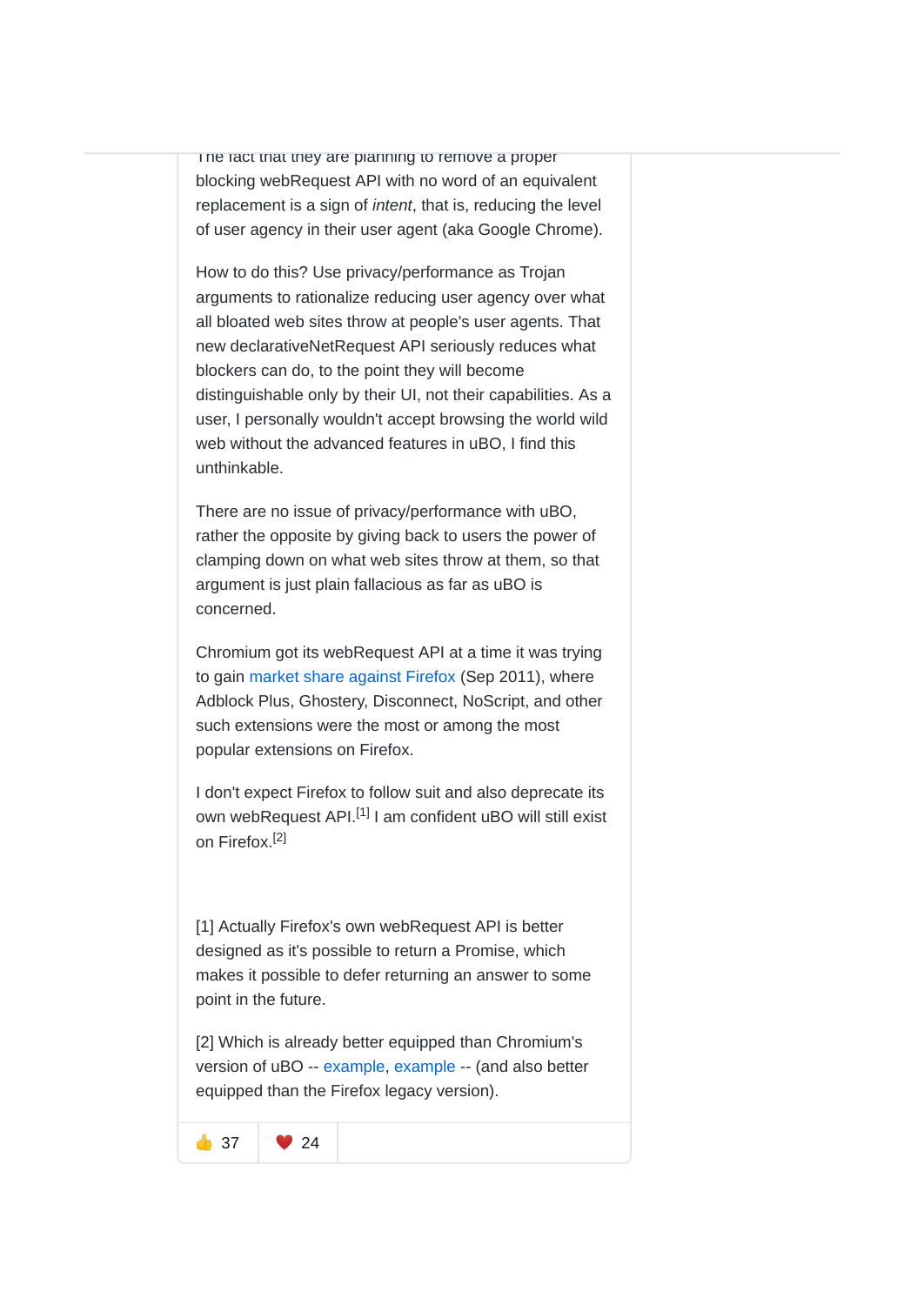The fact that they are planning to remove a proper blocking webRequest API with no word of an equivalent replacement is a sign of *intent*, that is, reducing the level of user agency in their user agent (aka Google Chrome).

How to do this? Use privacy/performance as Trojan arguments to rationalize reducing user agency over what all bloated web sites throw at people's user agents. That new declarativeNetRequest API seriously reduces what blockers can do, to the point they will become distinguishable only by their UI, not their capabilities. As a user, I personally wouldn't accept browsing the world wild web without the advanced features in uBO, I find this unthinkable.

There are no issue of privacy/performance with uBO, rather the opposite by giving back to users the power of clamping down on what web sites throw at them, so that argument is just plain fallacious as far as uBO is concerned.

Chromium got its webRequest API at a time it was trying to gain market share against Firefox (Sep 2011), where Adblock Plus, Ghostery, Disconnect, NoScript, and other such extensions were the most or among the most popular extensions on Firefox.

I don't expect Firefox to follow suit and also deprecate its own webRequest API.[1] I am confident uBO will still exist on Firefox.[2]

[1] Actually Firefox's own webRequest API is better designed as it's possible to return a Promise, which makes it possible to defer returning an answer to some point in the future.

[2] Which is already better equipped than Chromium's version of uBO -- example, example -- (and also better equipped than the Firefox legacy version).

👍 37 ❤️ 24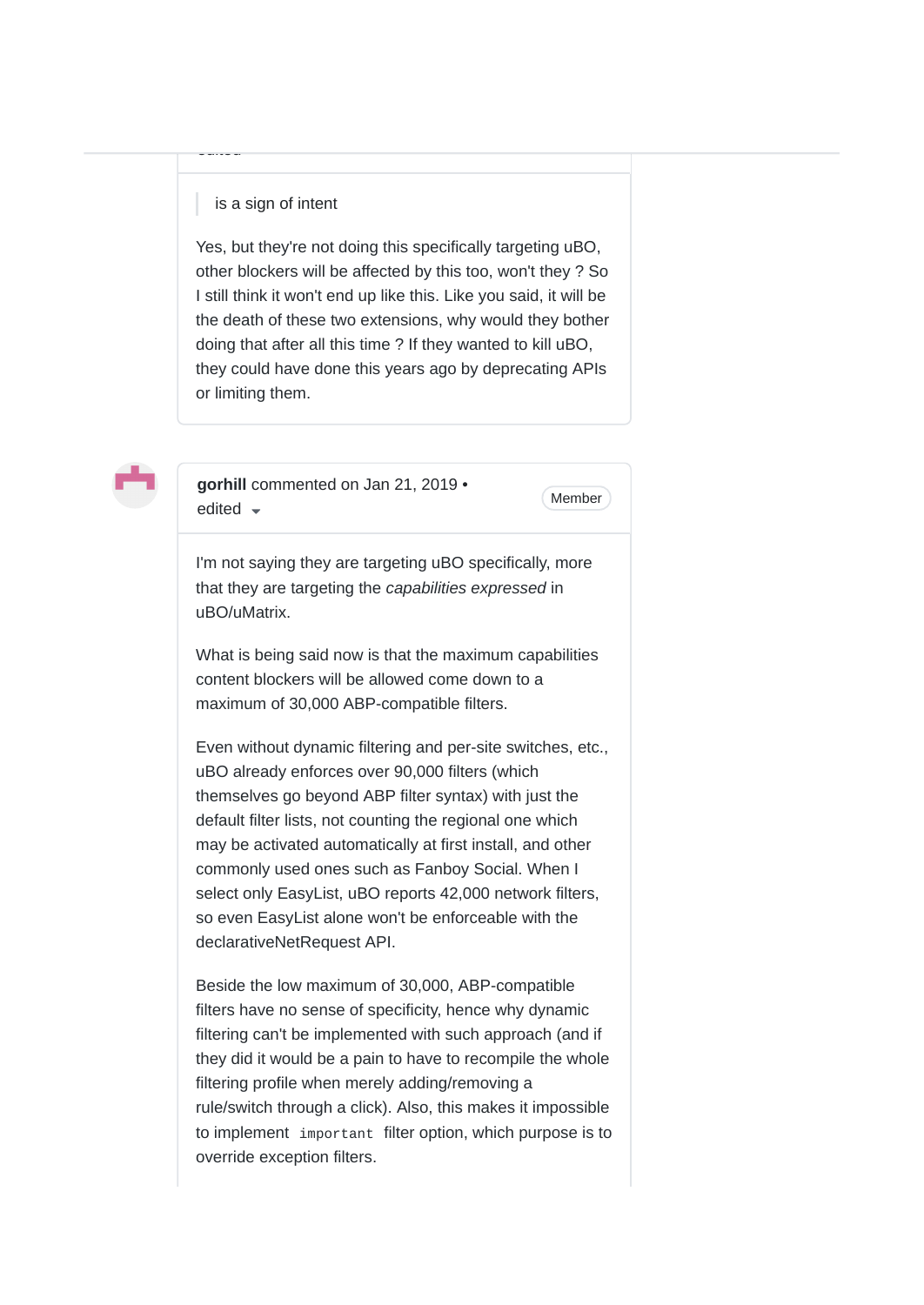> is a sign of intent

Yes, but they're not doing this specifically targeting uBO, other blockers will be affected by this too, won't they ? So I still think it won't end up like this. Like you said, it will be the death of these two extensions, why would they bother doing that after all this time ? If they wanted to kill uBO, they could have done this years ago by deprecating APIs or limiting them.

**gorhill** commented on Jan 21, 2019 • edited

Member

I'm not saying they are targeting uBO specifically, more that they are targeting the *capabilities expressed* in uBO/uMatrix.

What is being said now is that the maximum capabilities content blockers will be allowed come down to a maximum of 30,000 ABP-compatible filters.

Even without dynamic filtering and per-site switches, etc., uBO already enforces over 90,000 filters (which themselves go beyond ABP filter syntax) with just the default filter lists, not counting the regional one which may be activated automatically at first install, and other commonly used ones such as Fanboy Social. When I select only EasyList, uBO reports 42,000 network filters, so even EasyList alone won't be enforceable with the declarativeNetRequest API.

Beside the low maximum of 30,000, ABP-compatible filters have no sense of specificity, hence why dynamic filtering can't be implemented with such approach (and if they did it would be a pain to have to recompile the whole filtering profile when merely adding/removing a rule/switch through a click). Also, this makes it impossible to implement `important` filter option, which purpose is to override exception filters.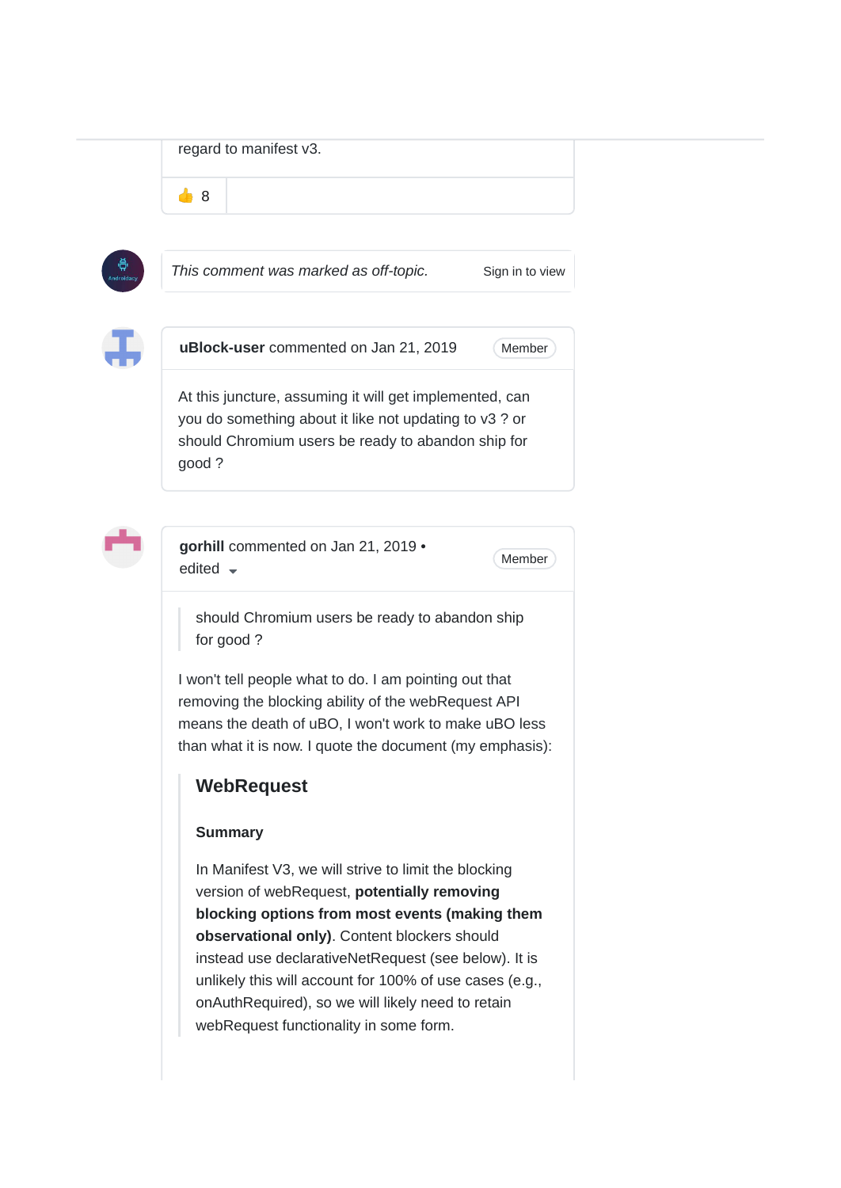regard to manifest v3.

👍 8

*This comment was marked as off-topic.* Sign in to view

**uBlock-user** commented on Jan 21, 2019 Member

At this juncture, assuming it will get implemented, can you do something about it like not updating to v3 ? or should Chromium users be ready to abandon ship for good ?

**gorhill** commented on Jan 21, 2019 • edited Member

> should Chromium users be ready to abandon ship for good ?

I won't tell people what to do. I am pointing out that removing the blocking ability of the webRequest API means the death of uBO, I won't work to make uBO less than what it is now. I quote the document (my emphasis):

> ## WebRequest
>
> **Summary**
>
> In Manifest V3, we will strive to limit the blocking version of webRequest, **potentially removing blocking options from most events (making them observational only)**. Content blockers should instead use declarativeNetRequest (see below). It is unlikely this will account for 100% of use cases (e.g., onAuthRequired), so we will likely need to retain webRequest functionality in some form.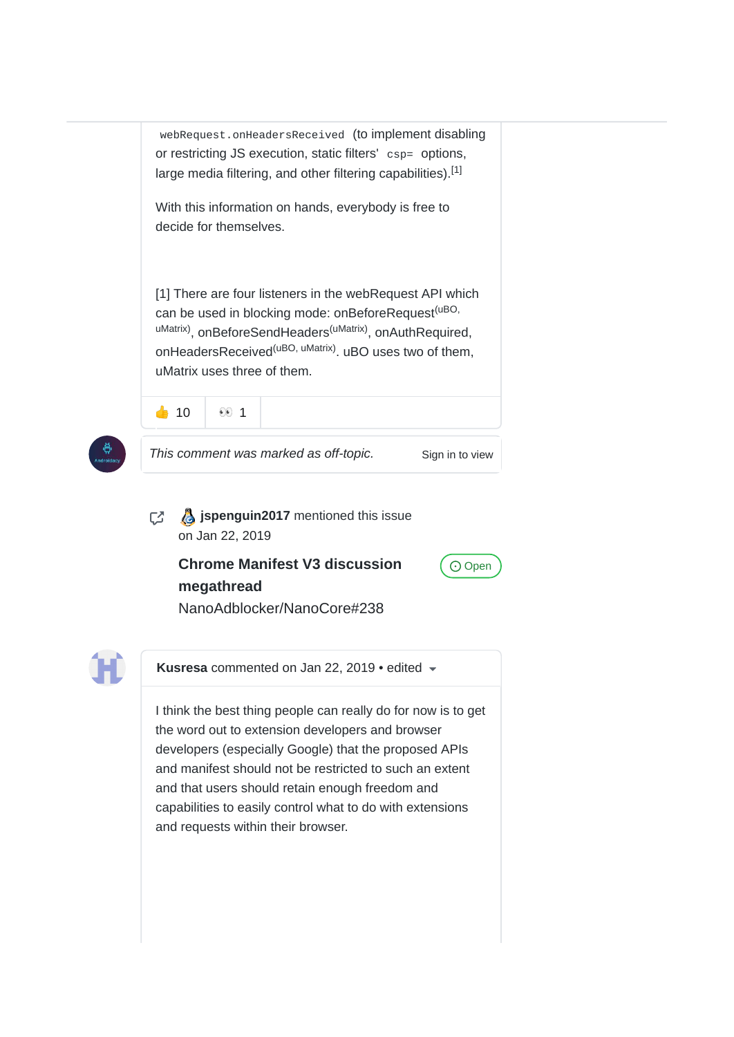`webRequest.onHeadersReceived` (to implement disabling or restricting JS execution, static filters' `csp=` options, large media filtering, and other filtering capabilities).[1]

With this information on hands, everybody is free to decide for themselves.

[1] There are four listeners in the webRequest API which can be used in blocking mode: onBeforeRequest(uBO, uMatrix), onBeforeSendHeaders(uMatrix), onAuthRequired, onHeadersReceived(uBO, uMatrix). uBO uses two of them, uMatrix uses three of them.

👍 10 👀 1

*This comment was marked as off-topic.* Sign in to view

**jspenguin2017** mentioned this issue on Jan 22, 2019

**Chrome Manifest V3 discussion megathread** Open
NanoAdblocker/NanoCore#238

**Kusresa** commented on Jan 22, 2019 • edited

I think the best thing people can really do for now is to get the word out to extension developers and browser developers (especially Google) that the proposed APIs and manifest should not be restricted to such an extent and that users should retain enough freedom and capabilities to easily control what to do with extensions and requests within their browser.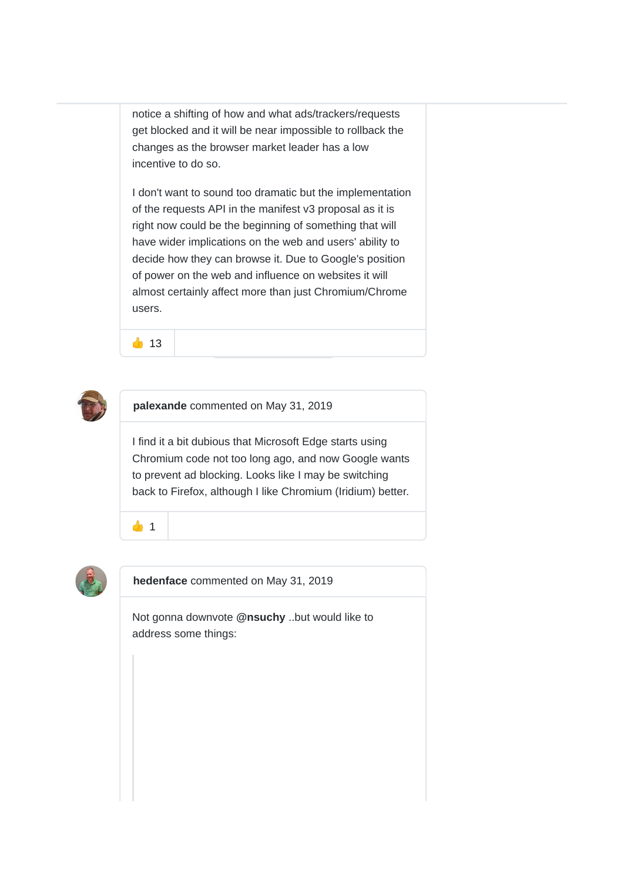notice a shifting of how and what ads/trackers/requests get blocked and it will be near impossible to rollback the changes as the browser market leader has a low incentive to do so.

I don't want to sound too dramatic but the implementation of the requests API in the manifest v3 proposal as it is right now could be the beginning of something that will have wider implications on the web and users' ability to decide how they can browse it. Due to Google's position of power on the web and influence on websites it will almost certainly affect more than just Chromium/Chrome users.

👍 13

**palexande** commented on May 31, 2019

I find it a bit dubious that Microsoft Edge starts using Chromium code not too long ago, and now Google wants to prevent ad blocking. Looks like I may be switching back to Firefox, although I like Chromium (Iridium) better.

👍 1

**hedenface** commented on May 31, 2019

Not gonna downvote **@nsuchy** ..but would like to address some things: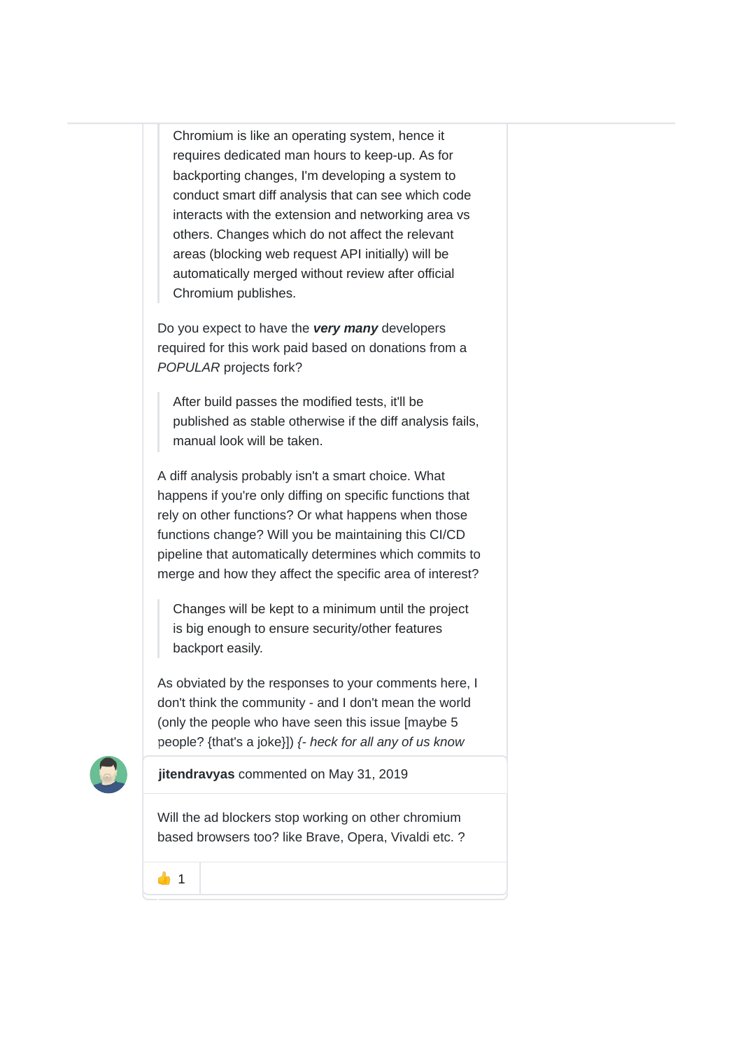> Chromium is like an operating system, hence it requires dedicated man hours to keep-up. As for backporting changes, I'm developing a system to conduct smart diff analysis that can see which code interacts with the extension and networking area vs others. Changes which do not affect the relevant areas (blocking web request API initially) will be automatically merged without review after official Chromium publishes.

Do you expect to have the ***very many*** developers required for this work paid based on donations from a *POPULAR* projects fork?

> After build passes the modified tests, it'll be published as stable otherwise if the diff analysis fails, manual look will be taken.

A diff analysis probably isn't a smart choice. What happens if you're only diffing on specific functions that rely on other functions? Or what happens when those functions change? Will you be maintaining this CI/CD pipeline that automatically determines which commits to merge and how they affect the specific area of interest?

> Changes will be kept to a minimum until the project is big enough to ensure security/other features backport easily.

As obviated by the responses to your comments here, I don't think the community - and I don't mean the world (only the people who have seen this issue [maybe 5 people? {that's a joke}]) *{- heck for all any of us know*

**jitendravyas** commented on May 31, 2019

Will the ad blockers stop working on other chromium based browsers too? like Brave, Opera, Vivaldi etc. ?

👍 1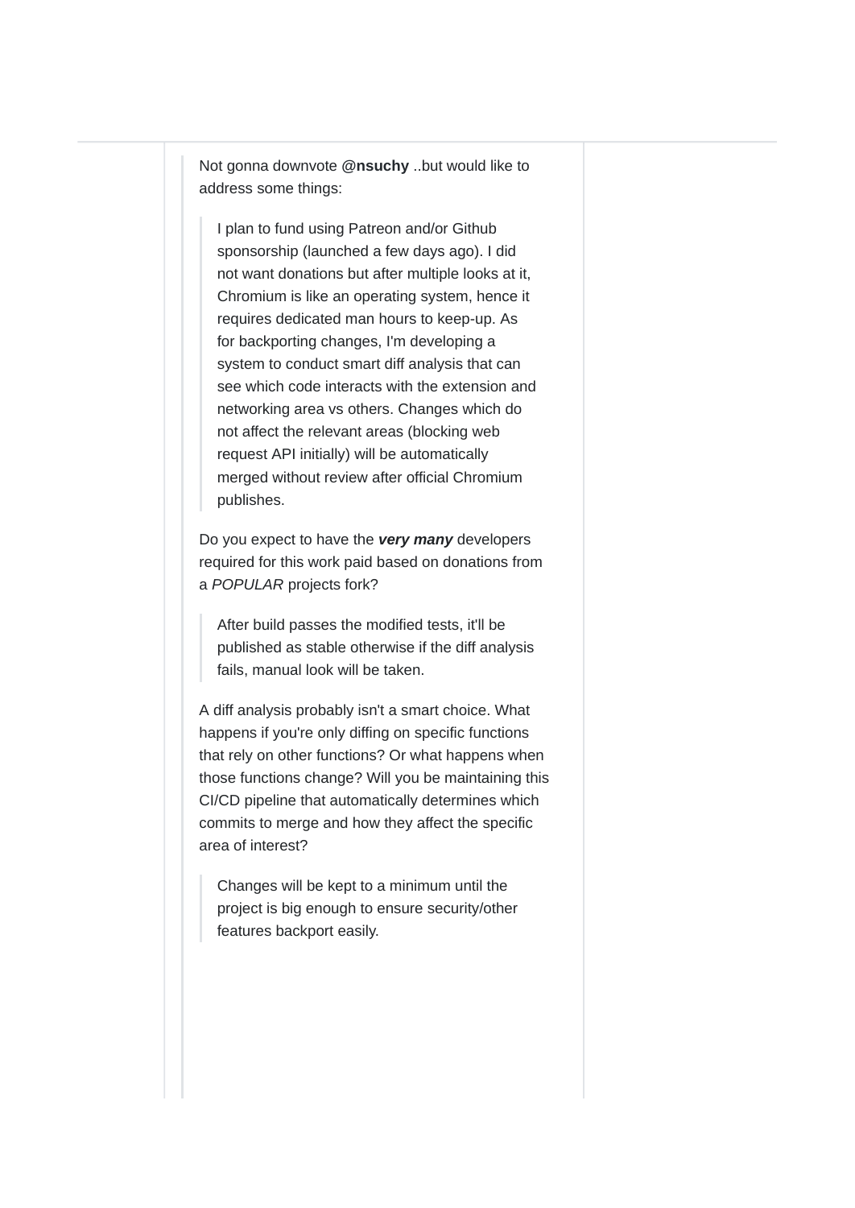Not gonna downvote **@nsuchy** ..but would like to address some things:

> I plan to fund using Patreon and/or Github sponsorship (launched a few days ago). I did not want donations but after multiple looks at it, Chromium is like an operating system, hence it requires dedicated man hours to keep-up. As for backporting changes, I'm developing a system to conduct smart diff analysis that can see which code interacts with the extension and networking area vs others. Changes which do not affect the relevant areas (blocking web request API initially) will be automatically merged without review after official Chromium publishes.

Do you expect to have the ***very many*** developers required for this work paid based on donations from a *POPULAR* projects fork?

> After build passes the modified tests, it'll be published as stable otherwise if the diff analysis fails, manual look will be taken.

A diff analysis probably isn't a smart choice. What happens if you're only diffing on specific functions that rely on other functions? Or what happens when those functions change? Will you be maintaining this CI/CD pipeline that automatically determines which commits to merge and how they affect the specific area of interest?

> Changes will be kept to a minimum until the project is big enough to ensure security/other features backport easily.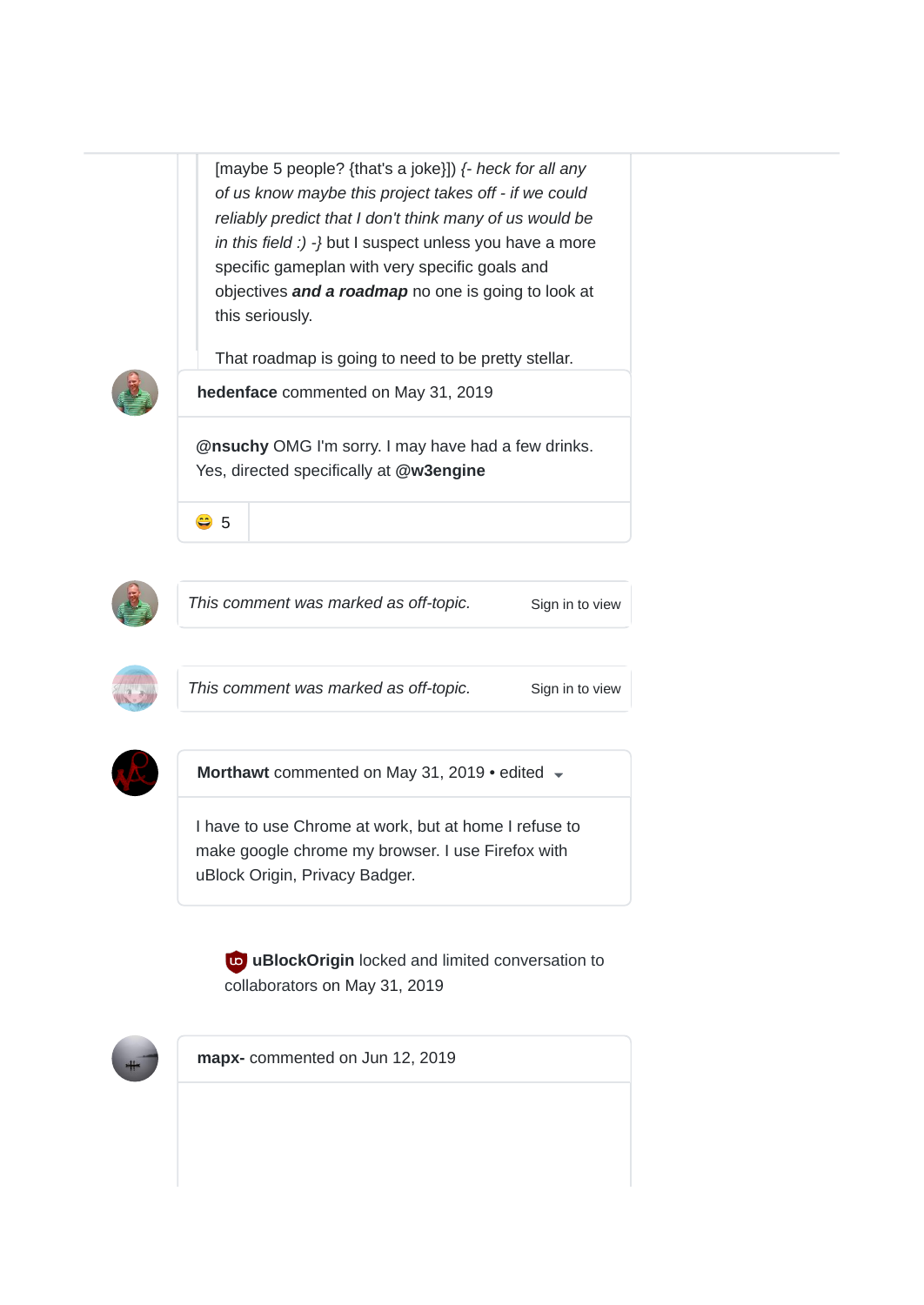> [maybe 5 people? {that's a joke}]) *{- heck for all any of us know maybe this project takes off - if we could reliably predict that I don't think many of us would be in this field :) -}* but I suspect unless you have a more specific gameplan with very specific goals and objectives ***and a roadmap*** no one is going to look at this seriously.

That roadmap is going to need to be pretty stellar.

**hedenface** commented on May 31, 2019

**@nsuchy** OMG I'm sorry. I may have had a few drinks. Yes, directed specifically at **@w3engine**

😄 5

*This comment was marked as off-topic.* Sign in to view

*This comment was marked as off-topic.* Sign in to view

**Morthawt** commented on May 31, 2019 • edited

I have to use Chrome at work, but at home I refuse to make google chrome my browser. I use Firefox with uBlock Origin, Privacy Badger.

**uBlockOrigin** locked and limited conversation to collaborators on May 31, 2019

**mapx-** commented on Jun 12, 2019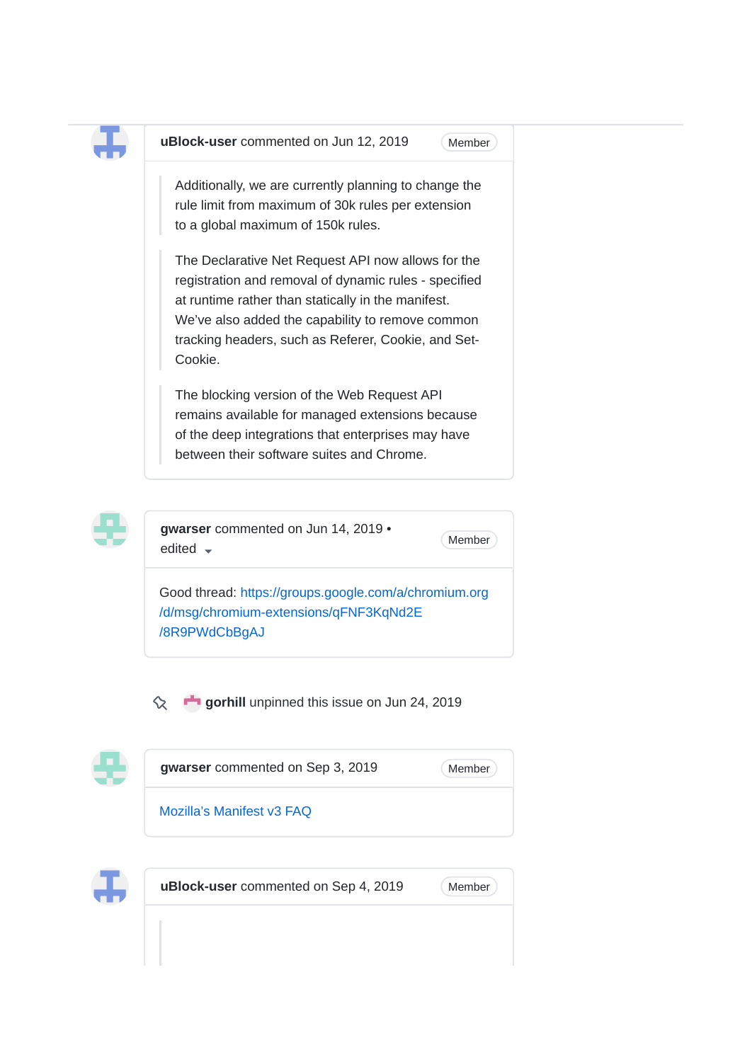**uBlock-user** commented on Jun 12, 2019 Member

> Additionally, we are currently planning to change the rule limit from maximum of 30k rules per extension to a global maximum of 150k rules.

> The Declarative Net Request API now allows for the registration and removal of dynamic rules - specified at runtime rather than statically in the manifest. We've also added the capability to remove common tracking headers, such as Referer, Cookie, and Set-Cookie.

> The blocking version of the Web Request API remains available for managed extensions because of the deep integrations that enterprises may have between their software suites and Chrome.

**gwarser** commented on Jun 14, 2019 • edited Member

Good thread: https://groups.google.com/a/chromium.org/d/msg/chromium-extensions/qFNF3KqNd2E/8R9PWdCbBgAJ

**gorhill** unpinned this issue on Jun 24, 2019

**gwarser** commented on Sep 3, 2019 Member

Mozilla's Manifest v3 FAQ

**uBlock-user** commented on Sep 4, 2019 Member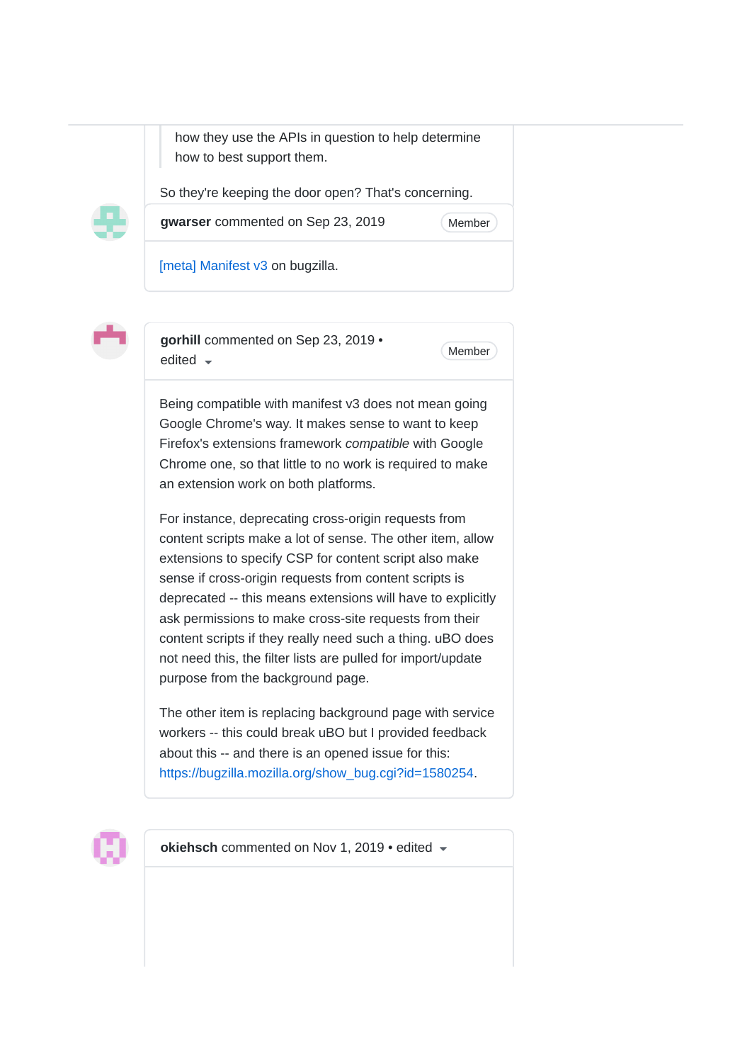> how they use the APIs in question to help determine how to best support them.

So they're keeping the door open? That's concerning.

**gwarser** commented on Sep 23, 2019 Member

[meta] Manifest v3 on bugzilla.

**gorhill** commented on Sep 23, 2019 • edited Member

Being compatible with manifest v3 does not mean going Google Chrome's way. It makes sense to want to keep Firefox's extensions framework *compatible* with Google Chrome one, so that little to no work is required to make an extension work on both platforms.

For instance, deprecating cross-origin requests from content scripts make a lot of sense. The other item, allow extensions to specify CSP for content script also make sense if cross-origin requests from content scripts is deprecated -- this means extensions will have to explicitly ask permissions to make cross-site requests from their content scripts if they really need such a thing. uBO does not need this, the filter lists are pulled for import/update purpose from the background page.

The other item is replacing background page with service workers -- this could break uBO but I provided feedback about this -- and there is an opened issue for this: https://bugzilla.mozilla.org/show_bug.cgi?id=1580254.

**okiehsch** commented on Nov 1, 2019 • edited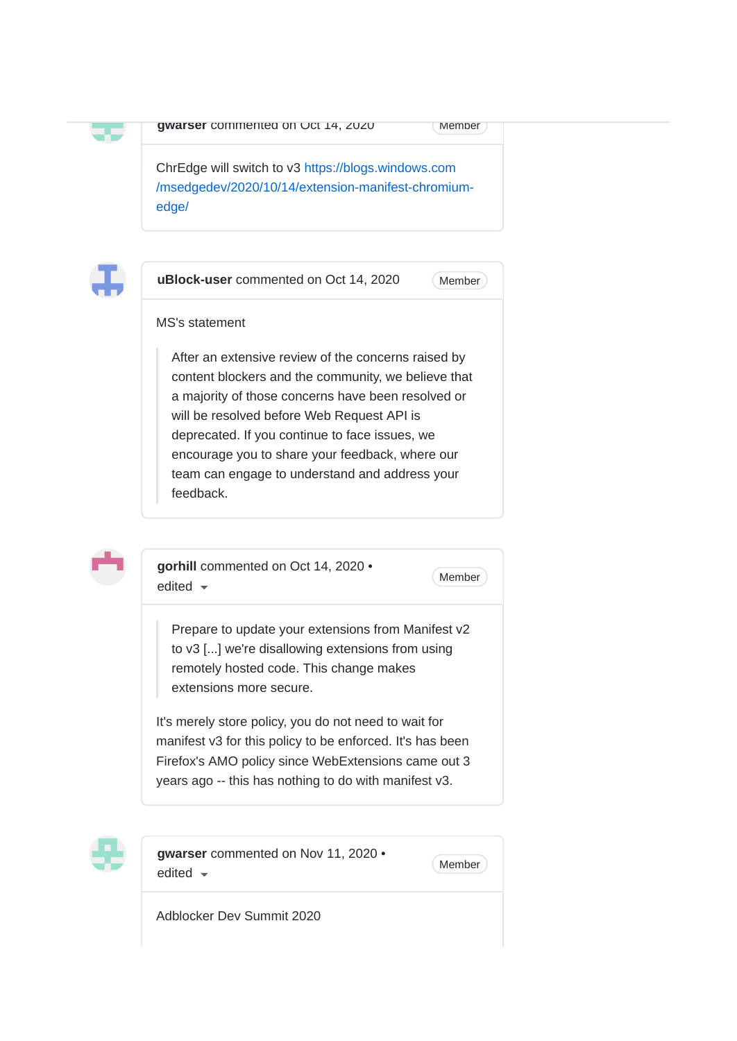**gwarser** commented on Oct 14, 2020 Member

ChrEdge will switch to v3 https://blogs.windows.com/msedgedev/2020/10/14/extension-manifest-chromium-edge/

**uBlock-user** commented on Oct 14, 2020 Member

MS's statement

> After an extensive review of the concerns raised by content blockers and the community, we believe that a majority of those concerns have been resolved or will be resolved before Web Request API is deprecated. If you continue to face issues, we encourage you to share your feedback, where our team can engage to understand and address your feedback.

**gorhill** commented on Oct 14, 2020 • edited Member

> Prepare to update your extensions from Manifest v2 to v3 [...] we're disallowing extensions from using remotely hosted code. This change makes extensions more secure.

It's merely store policy, you do not need to wait for manifest v3 for this policy to be enforced. It's has been Firefox's AMO policy since WebExtensions came out 3 years ago -- this has nothing to do with manifest v3.

**gwarser** commented on Nov 11, 2020 • edited Member

Adblocker Dev Summit 2020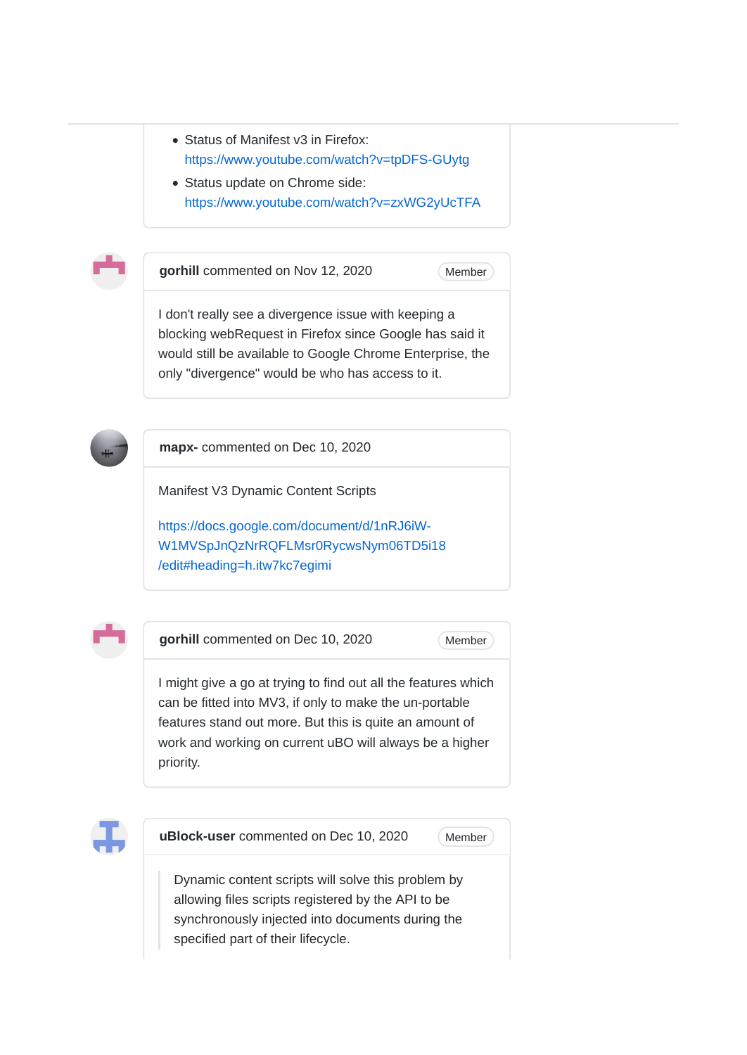- Status of Manifest v3 in Firefox: https://www.youtube.com/watch?v=tpDFS-GUytg
- Status update on Chrome side: https://www.youtube.com/watch?v=zxWG2yUcTFA

**gorhill** commented on Nov 12, 2020 Member

I don't really see a divergence issue with keeping a blocking webRequest in Firefox since Google has said it would still be available to Google Chrome Enterprise, the only "divergence" would be who has access to it.

**mapx-** commented on Dec 10, 2020

Manifest V3 Dynamic Content Scripts

https://docs.google.com/document/d/1nRJ6iW-W1MVSpJnQzNrRQFLMsr0RycwsNym06TD5i18/edit#heading=h.itw7kc7egimi

**gorhill** commented on Dec 10, 2020 Member

I might give a go at trying to find out all the features which can be fitted into MV3, if only to make the un-portable features stand out more. But this is quite an amount of work and working on current uBO will always be a higher priority.

**uBlock-user** commented on Dec 10, 2020 Member

> Dynamic content scripts will solve this problem by allowing files scripts registered by the API to be synchronously injected into documents during the specified part of their lifecycle.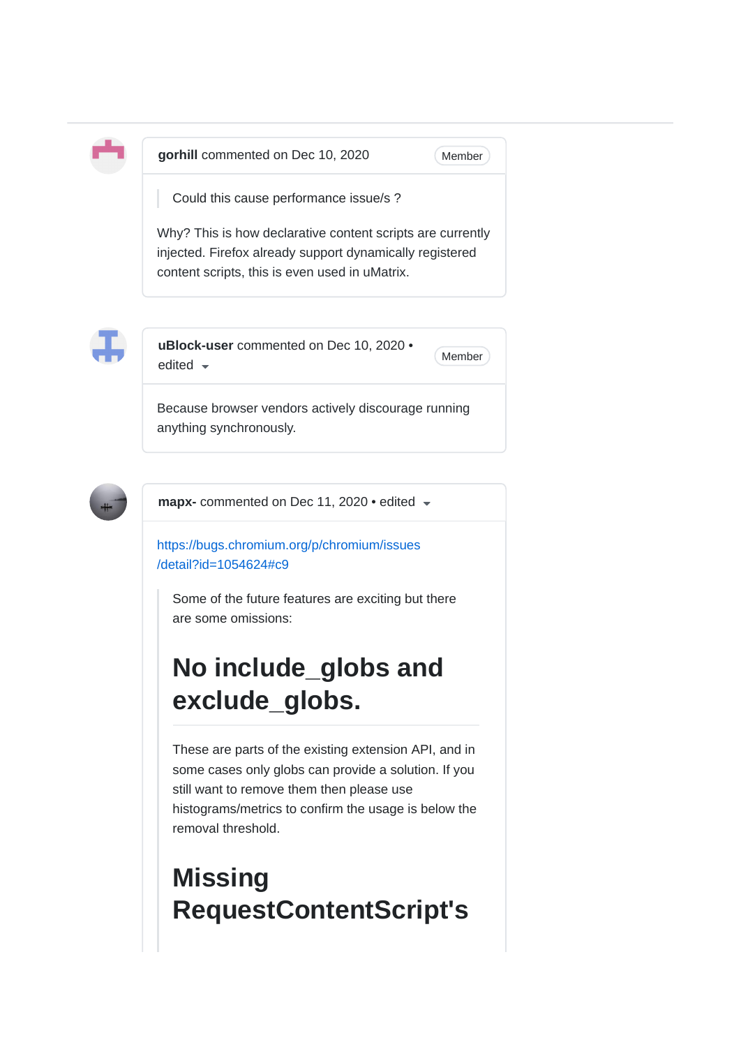**gorhill** commented on Dec 10, 2020 Member

> Could this cause performance issue/s ?

Why? This is how declarative content scripts are currently injected. Firefox already support dynamically registered content scripts, this is even used in uMatrix.

**uBlock-user** commented on Dec 10, 2020 • edited Member

Because browser vendors actively discourage running anything synchronously.

**mapx-** commented on Dec 11, 2020 • edited

https://bugs.chromium.org/p/chromium/issues/detail?id=1054624#c9

> Some of the future features are exciting but there are some omissions:
>
> # No include_globs and exclude_globs.
>
> These are parts of the existing extension API, and in some cases only globs can provide a solution. If you still want to remove them then please use histograms/metrics to confirm the usage is below the removal threshold.
>
> # Missing RequestContentScript's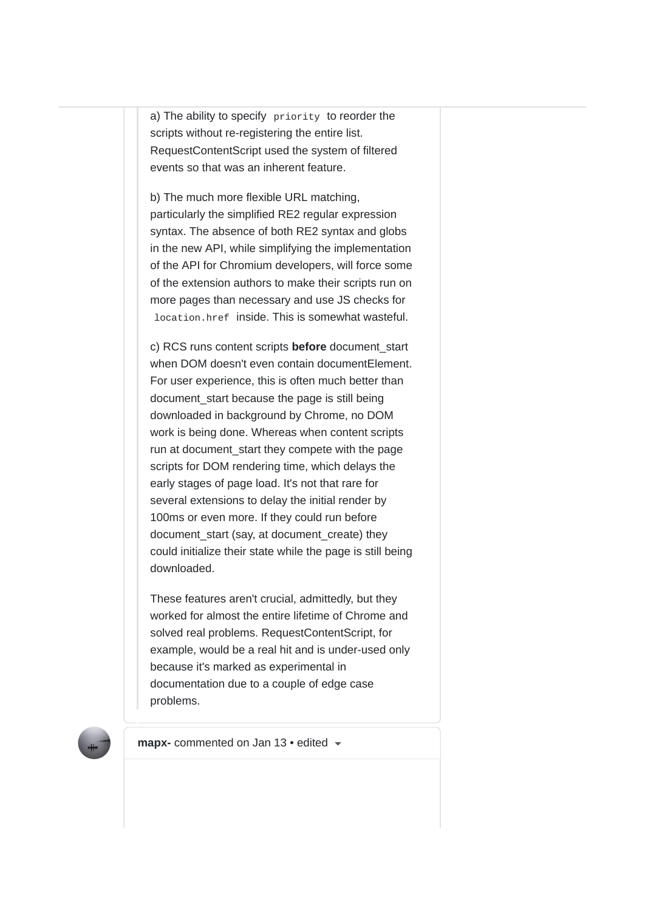> a) The ability to specify `priority` to reorder the scripts without re-registering the entire list. RequestContentScript used the system of filtered events so that was an inherent feature.
>
> b) The much more flexible URL matching, particularly the simplified RE2 regular expression syntax. The absence of both RE2 syntax and globs in the new API, while simplifying the implementation of the API for Chromium developers, will force some of the extension authors to make their scripts run on more pages than necessary and use JS checks for `location.href` inside. This is somewhat wasteful.
>
> c) RCS runs content scripts **before** document_start when DOM doesn't even contain documentElement. For user experience, this is often much better than document_start because the page is still being downloaded in background by Chrome, no DOM work is being done. Whereas when content scripts run at document_start they compete with the page scripts for DOM rendering time, which delays the early stages of page load. It's not that rare for several extensions to delay the initial render by 100ms or even more. If they could run before document_start (say, at document_create) they could initialize their state while the page is still being downloaded.
>
> These features aren't crucial, admittedly, but they worked for almost the entire lifetime of Chrome and solved real problems. RequestContentScript, for example, would be a real hit and is under-used only because it's marked as experimental in documentation due to a couple of edge case problems.

**mapx-** commented on Jan 13 • edited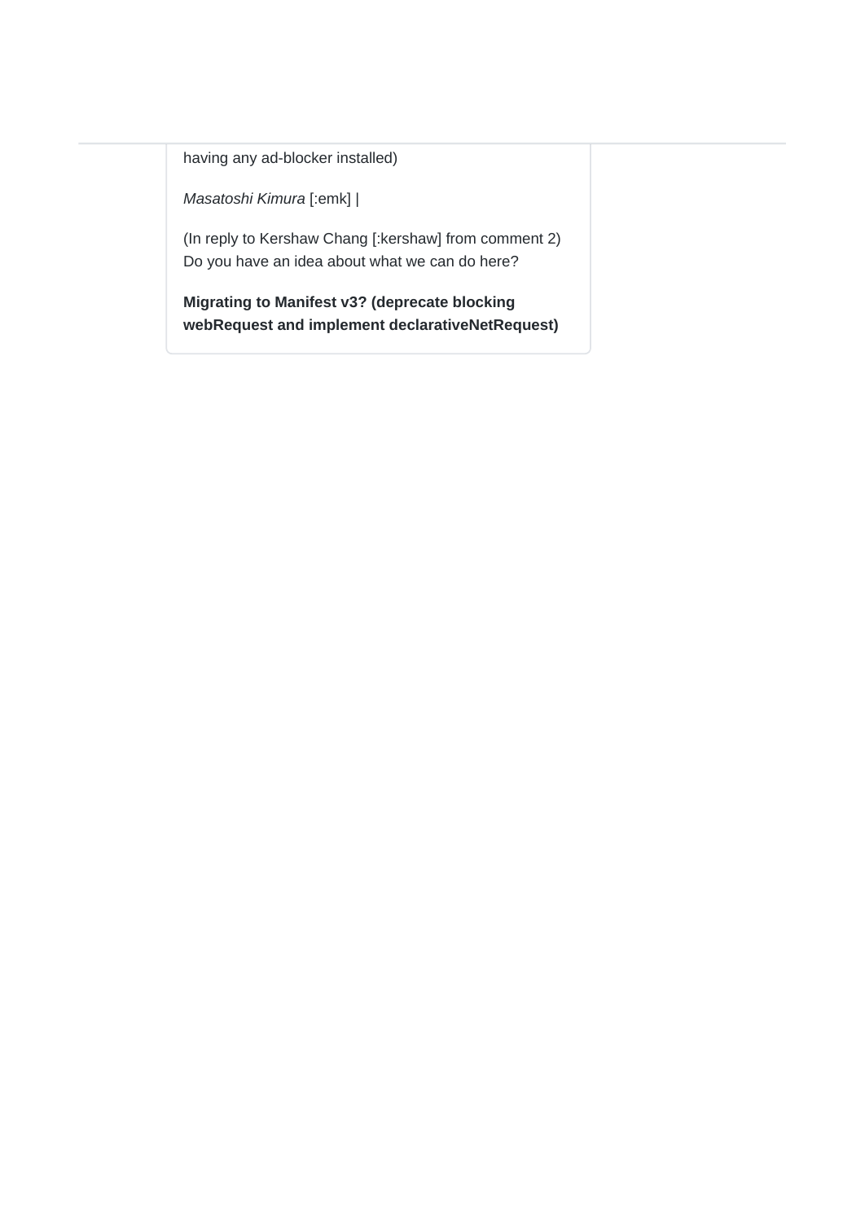having any ad-blocker installed)

*Masatoshi Kimura* [:emk] |

(In reply to Kershaw Chang [:kershaw] from comment 2)
Do you have an idea about what we can do here?

**Migrating to Manifest v3? (deprecate blocking webRequest and implement declarativeNetRequest)**